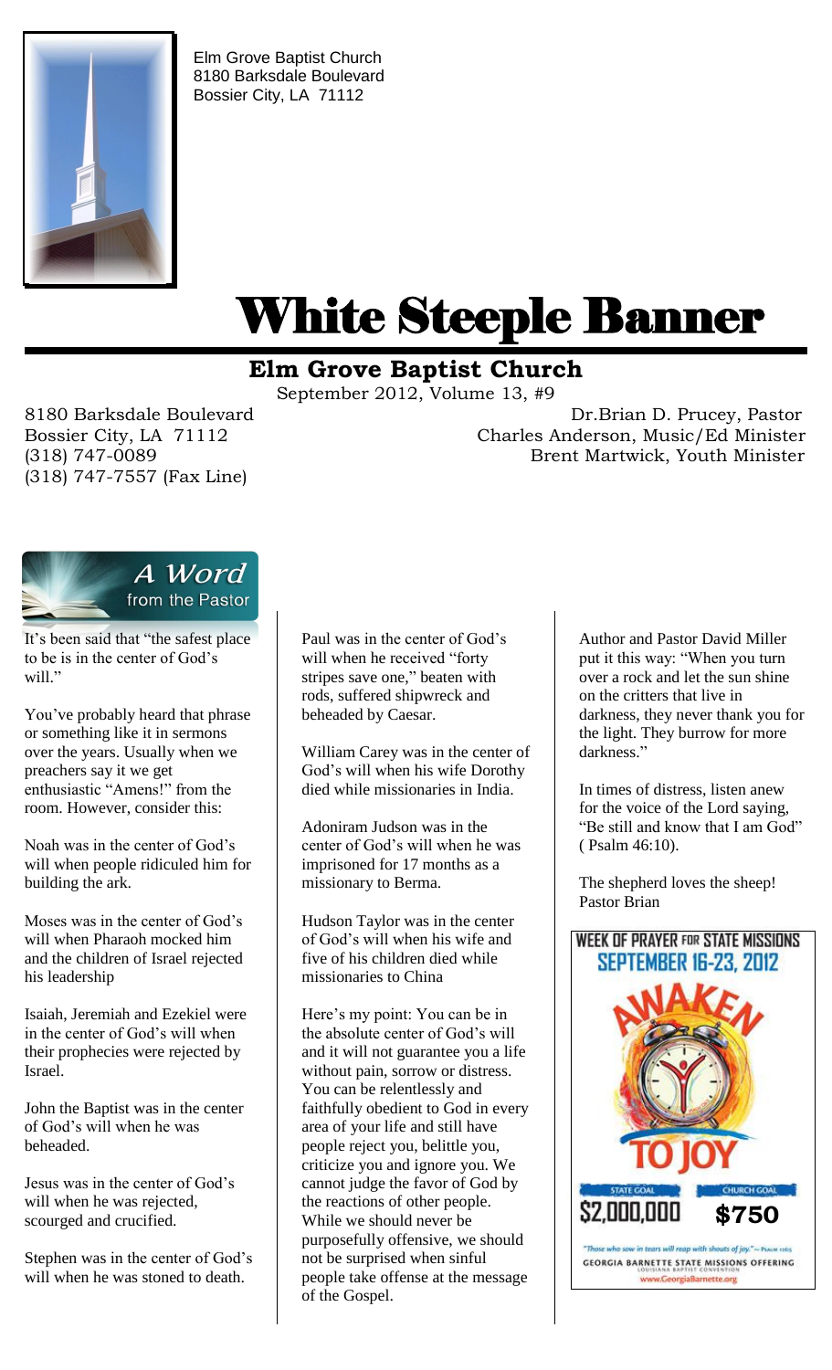Elm Grove Baptist Church
8180 Barksdale Boulevard
Bossier City, LA 71112

# White Steeple Banner

## Elm Grove Baptist Church

September 2012, Volume 13, #9

8180 Barksdale Boulevard
Bossier City, LA 71112
(318) 747-0089
(318) 747-7557 (Fax Line)

Dr.Brian D. Prucey, Pastor
Charles Anderson, Music/Ed Minister
Brent Martwick, Youth Minister

### A Word from the Pastor

It's been said that "the safest place to be is in the center of God's will."

You've probably heard that phrase or something like it in sermons over the years. Usually when we preachers say it we get enthusiastic "Amens!" from the room. However, consider this:

Noah was in the center of God's will when people ridiculed him for building the ark.

Moses was in the center of God's will when Pharaoh mocked him and the children of Israel rejected his leadership

Isaiah, Jeremiah and Ezekiel were in the center of God's will when their prophecies were rejected by Israel.

John the Baptist was in the center of God's will when he was beheaded.

Jesus was in the center of God's will when he was rejected, scourged and crucified.

Stephen was in the center of God's will when he was stoned to death.

Paul was in the center of God's will when he received "forty stripes save one," beaten with rods, suffered shipwreck and beheaded by Caesar.

William Carey was in the center of God's will when his wife Dorothy died while missionaries in India.

Adoniram Judson was in the center of God's will when he was imprisoned for 17 months as a missionary to Berma.

Hudson Taylor was in the center of God's will when his wife and five of his children died while missionaries to China

Here's my point: You can be in the absolute center of God's will and it will not guarantee you a life without pain, sorrow or distress. You can be relentlessly and faithfully obedient to God in every area of your life and still have people reject you, belittle you, criticize you and ignore you. We cannot judge the favor of God by the reactions of other people. While we should never be purposefully offensive, we should not be surprised when sinful people take offense at the message of the Gospel.

Author and Pastor David Miller put it this way: "When you turn over a rock and let the sun shine on the critters that live in darkness, they never thank you for the light. They burrow for more darkness."

In times of distress, listen anew for the voice of the Lord saying, "Be still and know that I am God" ( Psalm 46:10).

The shepherd loves the sheep!
Pastor Brian

**WEEK OF PRAYER FOR STATE MISSIONS**
**SEPTEMBER 16-23, 2012**

AWAKEN TO JOY

STATE GOAL **$2,000,000** CHURCH GOAL **$750**

"Those who sow in tears will reap with shouts of joy." – Psalm 126:5

GEORGIA BARNETTE STATE MISSIONS OFFERING
LOUISIANA BAPTIST CONVENTION
www.GeorgiaBarnette.org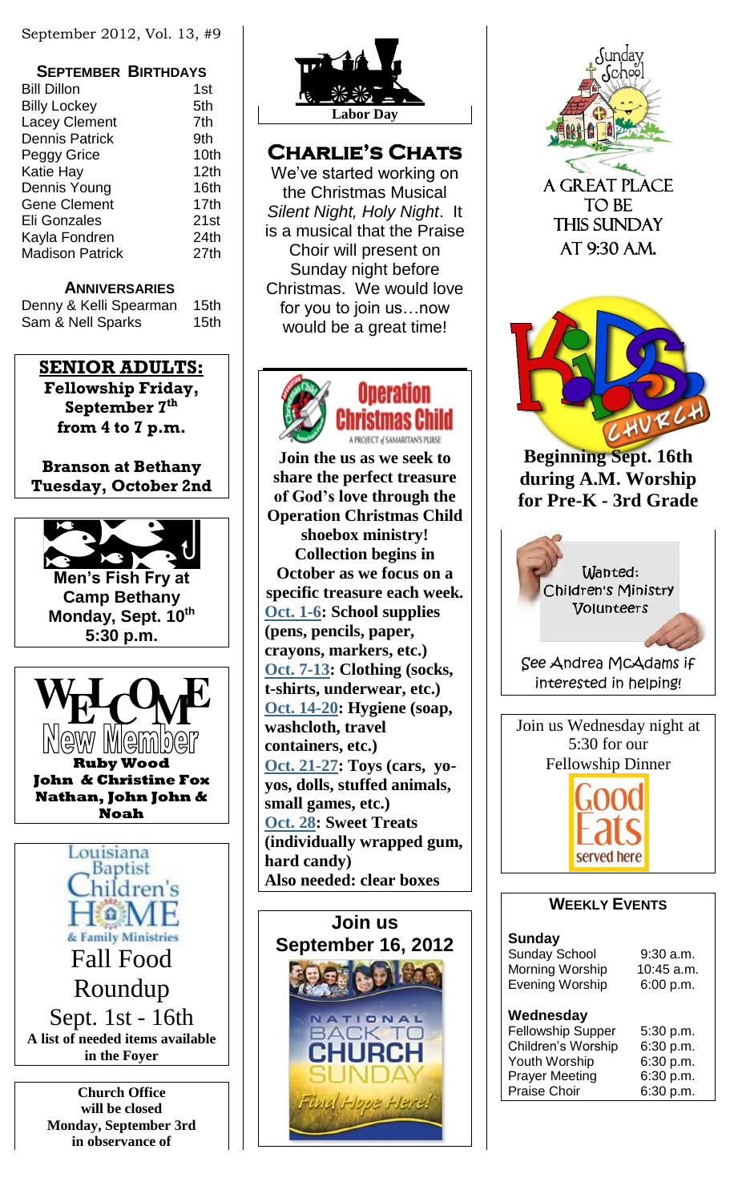September 2012, Vol. 13, #9

## SEPTEMBER BIRTHDAYS

| | |
|---|---|
| Bill Dillon | 1st |
| Billy Lockey | 5th |
| Lacey Clement | 7th |
| Dennis Patrick | 9th |
| Peggy Grice | 10th |
| Katie Hay | 12th |
| Dennis Young | 16th |
| Gene Clement | 17th |
| Eli Gonzales | 21st |
| Kayla Fondren | 24th |
| Madison Patrick | 27th |

## ANNIVERSARIES

| | |
|---|---|
| Denny & Kelli Spearman | 15th |
| Sam & Nell Sparks | 15th |

**SENIOR ADULTS:**

**Fellowship Friday, September 7th from 4 to 7 p.m.**

**Branson at Bethany Tuesday, October 2nd**

**Men's Fish Fry at Camp Bethany Monday, Sept. 10th 5:30 p.m.**

WELCOME New Member

**Ruby Wood**
**John & Christine Fox**
**Nathan, John John & Noah**

Louisiana Baptist Children's Home & Family Ministries

Fall Food Roundup

Sept. 1st - 16th

**A list of needed items available in the Foyer**

**Church Office will be closed Monday, September 3rd in observance of**

Labor Day

## CHARLIE'S CHATS

We've started working on the Christmas Musical *Silent Night, Holy Night*. It is a musical that the Praise Choir will present on Sunday night before Christmas. We would love for you to join us…now would be a great time!

Operation Christmas Child
A PROJECT of SAMARITAN'S PURSE

**Join the us as we seek to share the perfect treasure of God's love through the Operation Christmas Child shoebox ministry! Collection begins in October as we focus on a specific treasure each week.**

**Oct. 1-6: School supplies (pens, pencils, paper, crayons, markers, etc.)**
**Oct. 7-13: Clothing (socks, t-shirts, underwear, etc.)**
**Oct. 14-20: Hygiene (soap, washcloth, travel containers, etc.)**
**Oct. 21-27: Toys (cars, yo-yos, dolls, stuffed animals, small games, etc.)**
**Oct. 28: Sweet Treats (individually wrapped gum, hard candy)**
**Also needed: clear boxes**

**Join us September 16, 2012**

NATIONAL BACK TO CHURCH SUNDAY
*Find Hope Here!*

Sunday School

A GREAT PLACE TO BE THIS SUNDAY AT 9:30 A.M.

KIDS CHURCH

**Beginning Sept. 16th during A.M. Worship for Pre-K - 3rd Grade**

Wanted: Children's Ministry Volunteers

See Andrea McAdams if interested in helping!

Join us Wednesday night at 5:30 for our Fellowship Dinner

Good Eats served here

## WEEKLY EVENTS

**Sunday**

| | |
|---|---|
| Sunday School | 9:30 a.m. |
| Morning Worship | 10:45 a.m. |
| Evening Worship | 6:00 p.m. |

**Wednesday**

| | |
|---|---|
| Fellowship Supper | 5:30 p.m. |
| Children's Worship | 6:30 p.m. |
| Youth Worship | 6:30 p.m. |
| Prayer Meeting | 6:30 p.m. |
| Praise Choir | 6:30 p.m. |